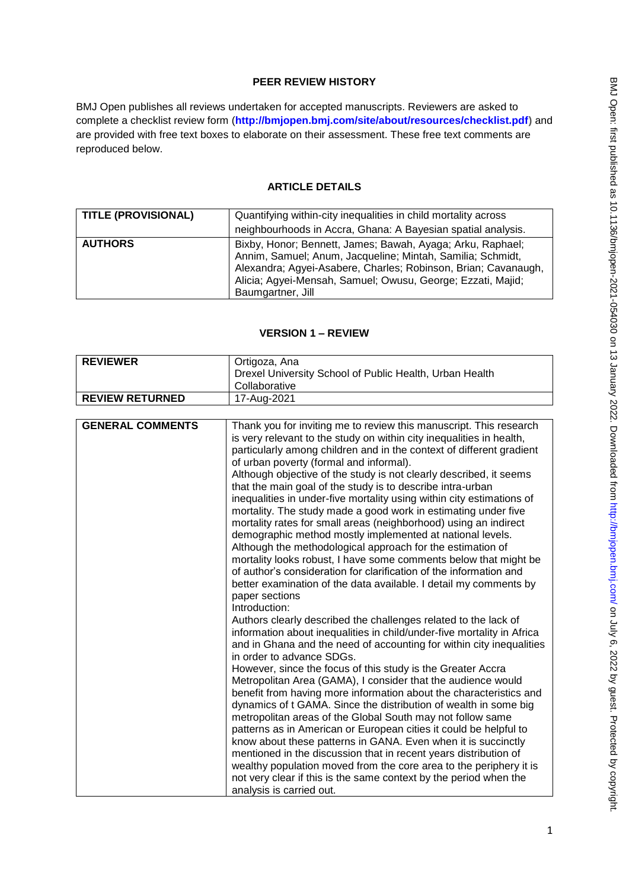## PEER REVIEW HISTORY

BMJ Open publishes all reviews undertaken for accepted manuscripts. Reviewers are asked to complete a checklist review form (**http://bmjopen.bmj.com/site/about/resources/checklist.pdf**) and are provided with free text boxes to elaborate on their assessment. These free text comments are reproduced below.

## ARTICLE DETAILS

| | |
|---|---|
| **TITLE (PROVISIONAL)** | Quantifying within-city inequalities in child mortality across neighbourhoods in Accra, Ghana: A Bayesian spatial analysis. |
| **AUTHORS** | Bixby, Honor; Bennett, James; Bawah, Ayaga; Arku, Raphael; Annim, Samuel; Anum, Jacqueline; Mintah, Samilia; Schmidt, Alexandra; Agyei-Asabere, Charles; Robinson, Brian; Cavanaugh, Alicia; Agyei-Mensah, Samuel; Owusu, George; Ezzati, Majid; Baumgartner, Jill |

## VERSION 1 – REVIEW

| | |
|---|---|
| **REVIEWER** | Ortigoza, Ana<br>Drexel University School of Public Health, Urban Health Collaborative |
| **REVIEW RETURNED** | 17-Aug-2021 |

| | |
|---|---|
| **GENERAL COMMENTS** | Thank you for inviting me to review this manuscript. This research is very relevant to the study on within city inequalities in health, particularly among children and in the context of different gradient of urban poverty (formal and informal).<br>Although objective of the study is not clearly described, it seems that the main goal of the study is to describe intra-urban inequalities in under-five mortality using within city estimations of mortality. The study made a good work in estimating under five mortality rates for small areas (neighborhood) using an indirect demographic method mostly implemented at national levels.<br>Although the methodological approach for the estimation of mortality looks robust, I have some comments below that might be of author's consideration for clarification of the information and better examination of the data available. I detail my comments by paper sections<br>Introduction:<br>Authors clearly described the challenges related to the lack of information about inequalities in child/under-five mortality in Africa and in Ghana and the need of accounting for within city inequalities in order to advance SDGs.<br>However, since the focus of this study is the Greater Accra Metropolitan Area (GAMA), I consider that the audience would benefit from having more information about the characteristics and dynamics of t GAMA. Since the distribution of wealth in some big metropolitan areas of the Global South may not follow same patterns as in American or European cities it could be helpful to know about these patterns in GANA. Even when it is succinctly mentioned in the discussion that in recent years distribution of wealthy population moved from the core area to the periphery it is not very clear if this is the same context by the period when the analysis is carried out. |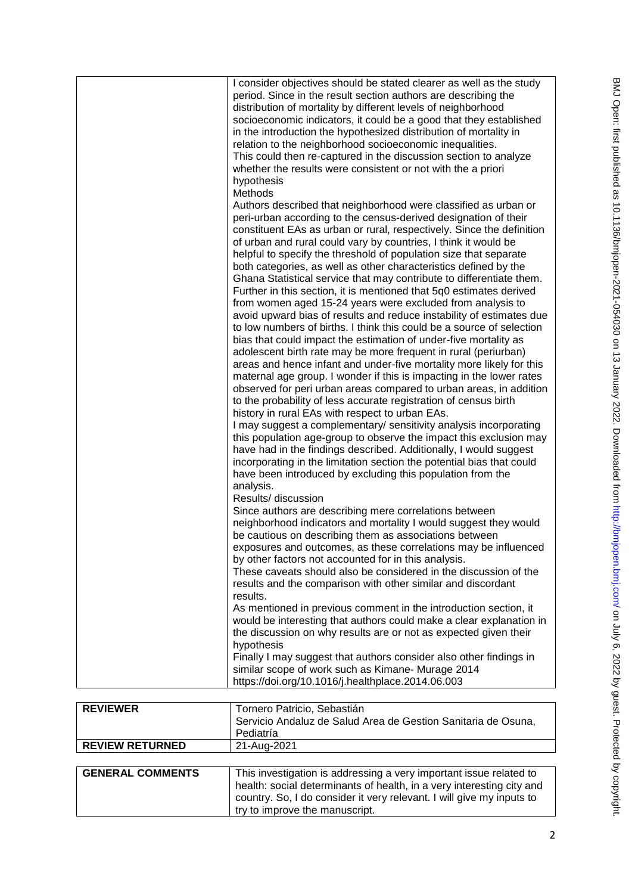| | |
|---|---|
| | I consider objectives should be stated clearer as well as the study period. Since in the result section authors are describing the distribution of mortality by different levels of neighborhood socioeconomic indicators, it could be a good that they established in the introduction the hypothesized distribution of mortality in relation to the neighborhood socioeconomic inequalities. This could then re-captured in the discussion section to analyze whether the results were consistent or not with the a priori hypothesis<br>Methods<br>Authors described that neighborhood were classified as urban or peri-urban according to the census-derived designation of their constituent EAs as urban or rural, respectively. Since the definition of urban and rural could vary by countries, I think it would be helpful to specify the threshold of population size that separate both categories, as well as other characteristics defined by the Ghana Statistical service that may contribute to differentiate them. Further in this section, it is mentioned that 5q0 estimates derived from women aged 15-24 years were excluded from analysis to avoid upward bias of results and reduce instability of estimates due to low numbers of births. I think this could be a source of selection bias that could impact the estimation of under-five mortality as adolescent birth rate may be more frequent in rural (periurban) areas and hence infant and under-five mortality more likely for this maternal age group. I wonder if this is impacting in the lower rates observed for peri urban areas compared to urban areas, in addition to the probability of less accurate registration of census birth history in rural EAs with respect to urban EAs.<br>I may suggest a complementary/ sensitivity analysis incorporating this population age-group to observe the impact this exclusion may have had in the findings described. Additionally, I would suggest incorporating in the limitation section the potential bias that could have been introduced by excluding this population from the analysis.<br>Results/ discussion<br>Since authors are describing mere correlations between neighborhood indicators and mortality I would suggest they would be cautious on describing them as associations between exposures and outcomes, as these correlations may be influenced by other factors not accounted for in this analysis.<br>These caveats should also be considered in the discussion of the results and the comparison with other similar and discordant results.<br>As mentioned in previous comment in the introduction section, it would be interesting that authors could make a clear explanation in the discussion on why results are or not as expected given their hypothesis<br>Finally I may suggest that authors consider also other findings in similar scope of work such as Kimane- Murage 2014 https://doi.org/10.1016/j.healthplace.2014.06.003 |

| | |
|---|---|
| **REVIEWER** | Tornero Patricio, Sebastián<br>Servicio Andaluz de Salud Area de Gestion Sanitaria de Osuna, Pediatría |
| **REVIEW RETURNED** | 21-Aug-2021 |

| | |
|---|---|
| **GENERAL COMMENTS** | This investigation is addressing a very important issue related to health: social determinants of health, in a very interesting city and country. So, I do consider it very relevant. I will give my inputs to try to improve the manuscript. |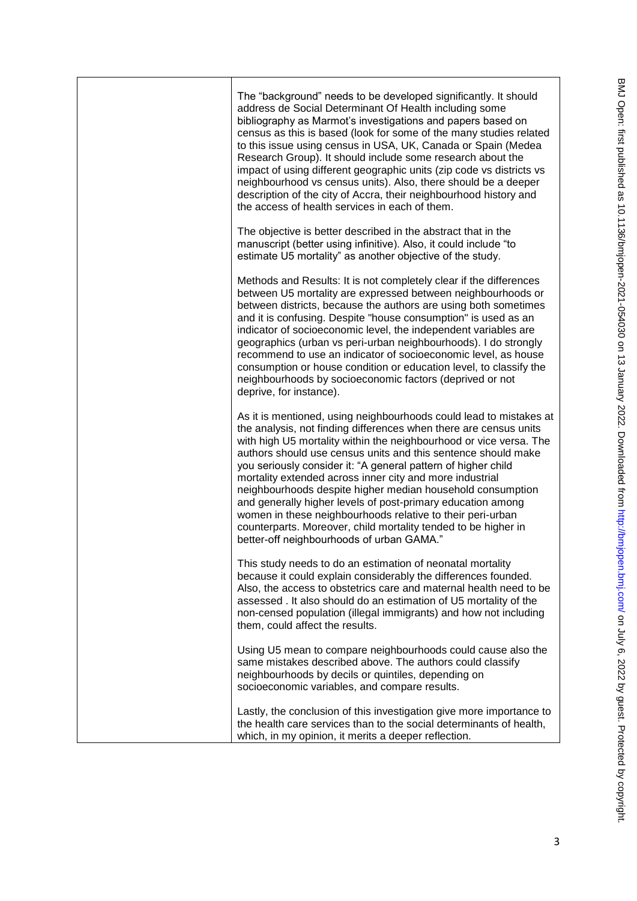| | The "background" needs to be developed significantly. It should address de Social Determinant Of Health including some bibliography as Marmot's investigations and papers based on census as this is based (look for some of the many studies related to this issue using census in USA, UK, Canada or Spain (Medea Research Group). It should include some research about the impact of using different geographic units (zip code vs districts vs neighbourhood vs census units). Also, there should be a deeper description of the city of Accra, their neighbourhood history and the access of health services in each of them.<br><br>The objective is better described in the abstract that in the manuscript (better using infinitive). Also, it could include "to estimate U5 mortality" as another objective of the study.<br><br>Methods and Results: It is not completely clear if the differences between U5 mortality are expressed between neighbourhoods or between districts, because the authors are using both sometimes and it is confusing. Despite "house consumption" is used as an indicator of socioeconomic level, the independent variables are geographics (urban vs peri-urban neighbourhoods). I do strongly recommend to use an indicator of socioeconomic level, as house consumption or house condition or education level, to classify the neighbourhoods by socioeconomic factors (deprived or not deprive, for instance).<br><br>As it is mentioned, using neighbourhoods could lead to mistakes at the analysis, not finding differences when there are census units with high U5 mortality within the neighbourhood or vice versa. The authors should use census units and this sentence should make you seriously consider it: "A general pattern of higher child mortality extended across inner city and more industrial neighbourhoods despite higher median household consumption and generally higher levels of post-primary education among women in these neighbourhoods relative to their peri-urban counterparts. Moreover, child mortality tended to be higher in better-off neighbourhoods of urban GAMA."<br><br>This study needs to do an estimation of neonatal mortality because it could explain considerably the differences founded. Also, the access to obstetrics care and maternal health need to be assessed . It also should do an estimation of U5 mortality of the non-censed population (illegal immigrants) and how not including them, could affect the results.<br><br>Using U5 mean to compare neighbourhoods could cause also the same mistakes described above. The authors could classify neighbourhoods by decils or quintiles, depending on socioeconomic variables, and compare results.<br><br>Lastly, the conclusion of this investigation give more importance to the health care services than to the social determinants of health, which, in my opinion, it merits a deeper reflection. |
|---|---|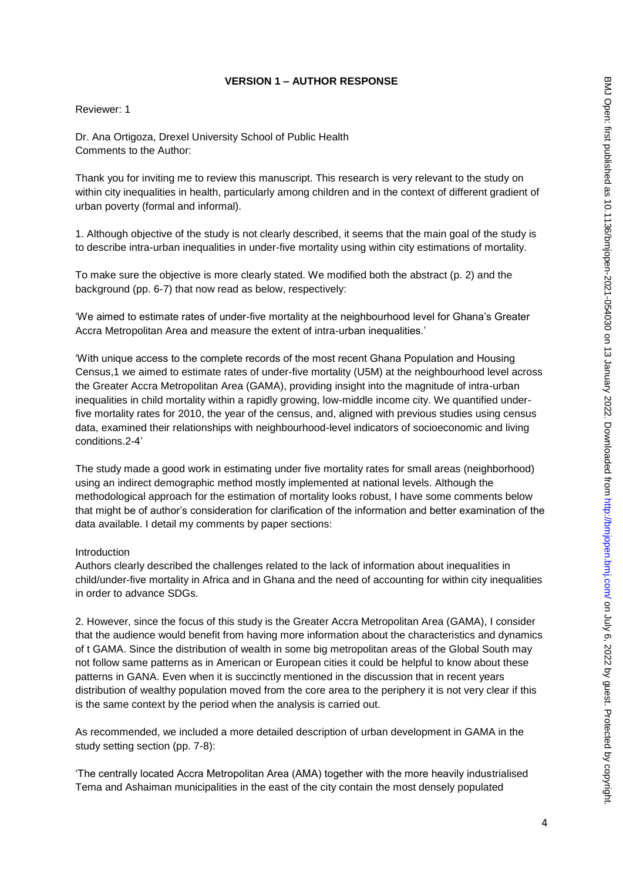**VERSION 1 – AUTHOR RESPONSE**

Reviewer: 1

Dr. Ana Ortigoza, Drexel University School of Public Health
Comments to the Author:

Thank you for inviting me to review this manuscript. This research is very relevant to the study on within city inequalities in health, particularly among children and in the context of different gradient of urban poverty (formal and informal).

1. Although objective of the study is not clearly described, it seems that the main goal of the study is to describe intra-urban inequalities in under-five mortality using within city estimations of mortality.

To make sure the objective is more clearly stated. We modified both the abstract (p. 2) and the background (pp. 6-7) that now read as below, respectively:

'We aimed to estimate rates of under-five mortality at the neighbourhood level for Ghana's Greater Accra Metropolitan Area and measure the extent of intra-urban inequalities.'

'With unique access to the complete records of the most recent Ghana Population and Housing Census,1 we aimed to estimate rates of under-five mortality (U5M) at the neighbourhood level across the Greater Accra Metropolitan Area (GAMA), providing insight into the magnitude of intra-urban inequalities in child mortality within a rapidly growing, low-middle income city. We quantified under-five mortality rates for 2010, the year of the census, and, aligned with previous studies using census data, examined their relationships with neighbourhood-level indicators of socioeconomic and living conditions.2-4'

The study made a good work in estimating under five mortality rates for small areas (neighborhood) using an indirect demographic method mostly implemented at national levels. Although the methodological approach for the estimation of mortality looks robust, I have some comments below that might be of author's consideration for clarification of the information and better examination of the data available. I detail my comments by paper sections:

Introduction
Authors clearly described the challenges related to the lack of information about inequalities in child/under-five mortality in Africa and in Ghana and the need of accounting for within city inequalities in order to advance SDGs.

2. However, since the focus of this study is the Greater Accra Metropolitan Area (GAMA), I consider that the audience would benefit from having more information about the characteristics and dynamics of t GAMA. Since the distribution of wealth in some big metropolitan areas of the Global South may not follow same patterns as in American or European cities it could be helpful to know about these patterns in GANA. Even when it is succinctly mentioned in the discussion that in recent years distribution of wealthy population moved from the core area to the periphery it is not very clear if this is the same context by the period when the analysis is carried out.

As recommended, we included a more detailed description of urban development in GAMA in the study setting section (pp. 7-8):

'The centrally located Accra Metropolitan Area (AMA) together with the more heavily industrialised Tema and Ashaiman municipalities in the east of the city contain the most densely populated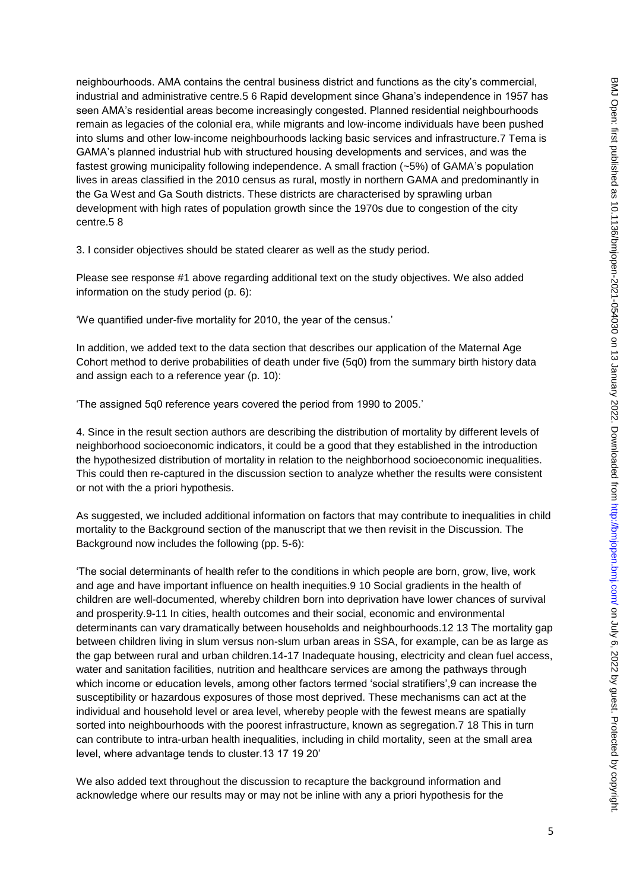neighbourhoods. AMA contains the central business district and functions as the city's commercial, industrial and administrative centre.[5 6] Rapid development since Ghana's independence in 1957 has seen AMA's residential areas become increasingly congested. Planned residential neighbourhoods remain as legacies of the colonial era, while migrants and low-income individuals have been pushed into slums and other low-income neighbourhoods lacking basic services and infrastructure.[7] Tema is GAMA's planned industrial hub with structured housing developments and services, and was the fastest growing municipality following independence. A small fraction (~5%) of GAMA's population lives in areas classified in the 2010 census as rural, mostly in northern GAMA and predominantly in the Ga West and Ga South districts. These districts are characterised by sprawling urban development with high rates of population growth since the 1970s due to congestion of the city centre.[5 8]

3. I consider objectives should be stated clearer as well as the study period.

Please see response #1 above regarding additional text on the study objectives. We also added information on the study period (p. 6):

'We quantified under-five mortality for 2010, the year of the census.'

In addition, we added text to the data section that describes our application of the Maternal Age Cohort method to derive probabilities of death under five (5q0) from the summary birth history data and assign each to a reference year (p. 10):

'The assigned 5q0 reference years covered the period from 1990 to 2005.'

4. Since in the result section authors are describing the distribution of mortality by different levels of neighborhood socioeconomic indicators, it could be a good that they established in the introduction the hypothesized distribution of mortality in relation to the neighborhood socioeconomic inequalities. This could then re-captured in the discussion section to analyze whether the results were consistent or not with the a priori hypothesis.

As suggested, we included additional information on factors that may contribute to inequalities in child mortality to the Background section of the manuscript that we then revisit in the Discussion. The Background now includes the following (pp. 5-6):

'The social determinants of health refer to the conditions in which people are born, grow, live, work and age and have important influence on health inequities.[9 10] Social gradients in the health of children are well-documented, whereby children born into deprivation have lower chances of survival and prosperity.[9-11] In cities, health outcomes and their social, economic and environmental determinants can vary dramatically between households and neighbourhoods.[12 13] The mortality gap between children living in slum versus non-slum urban areas in SSA, for example, can be as large as the gap between rural and urban children.[14-17] Inadequate housing, electricity and clean fuel access, water and sanitation facilities, nutrition and healthcare services are among the pathways through which income or education levels, among other factors termed 'social stratifiers',[9] can increase the susceptibility or hazardous exposures of those most deprived. These mechanisms can act at the individual and household level or area level, whereby people with the fewest means are spatially sorted into neighbourhoods with the poorest infrastructure, known as segregation.[7 18] This in turn can contribute to intra-urban health inequalities, including in child mortality, seen at the small area level, where advantage tends to cluster.[13 17 19 20]'

We also added text throughout the discussion to recapture the background information and acknowledge where our results may or may not be inline with any a priori hypothesis for the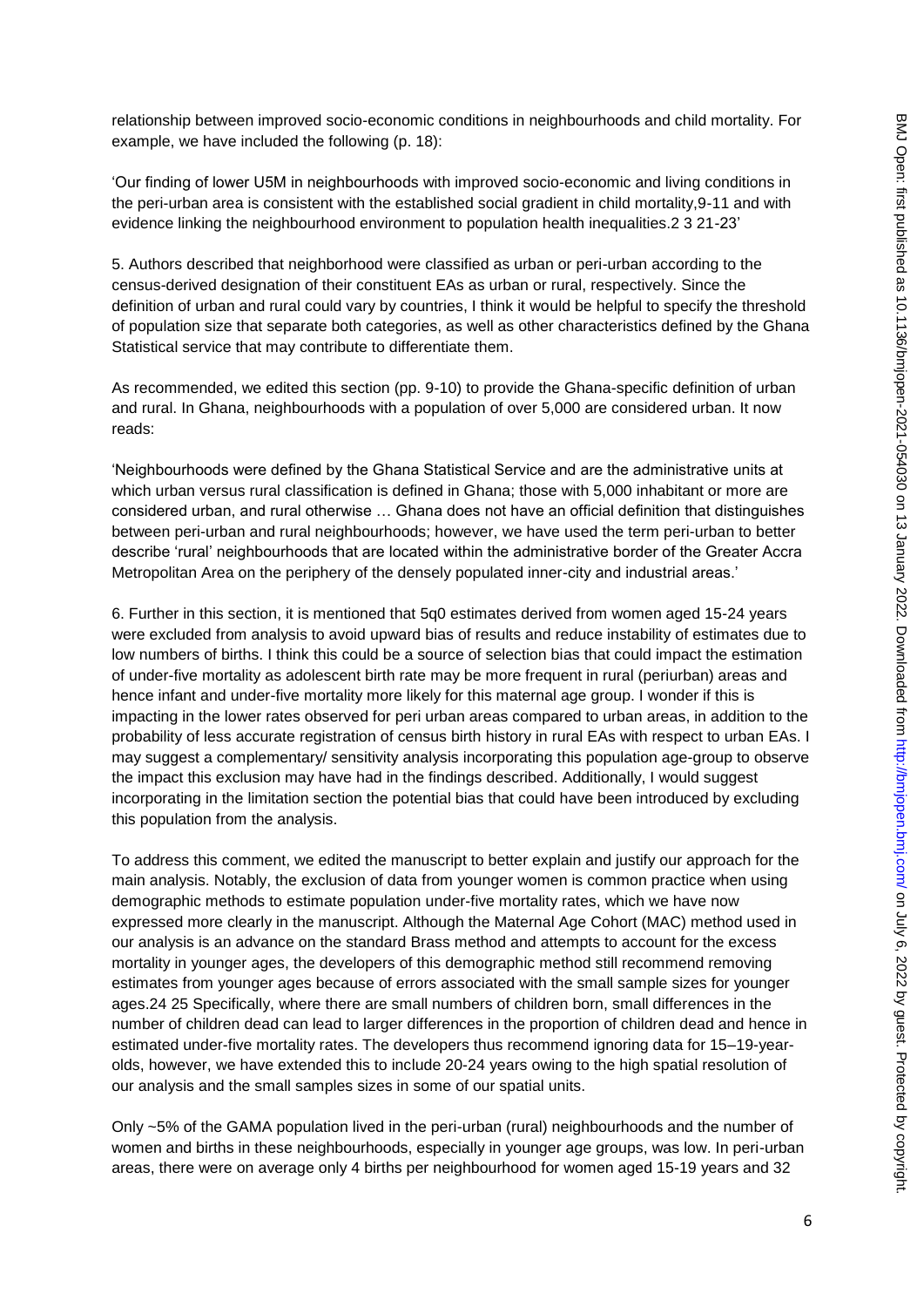relationship between improved socio-economic conditions in neighbourhoods and child mortality. For example, we have included the following (p. 18):

'Our finding of lower U5M in neighbourhoods with improved socio-economic and living conditions in the peri-urban area is consistent with the established social gradient in child mortality,9-11 and with evidence linking the neighbourhood environment to population health inequalities.2 3 21-23'

5. Authors described that neighborhood were classified as urban or peri-urban according to the census-derived designation of their constituent EAs as urban or rural, respectively. Since the definition of urban and rural could vary by countries, I think it would be helpful to specify the threshold of population size that separate both categories, as well as other characteristics defined by the Ghana Statistical service that may contribute to differentiate them.

As recommended, we edited this section (pp. 9-10) to provide the Ghana-specific definition of urban and rural. In Ghana, neighbourhoods with a population of over 5,000 are considered urban. It now reads:

'Neighbourhoods were defined by the Ghana Statistical Service and are the administrative units at which urban versus rural classification is defined in Ghana; those with 5,000 inhabitant or more are considered urban, and rural otherwise … Ghana does not have an official definition that distinguishes between peri-urban and rural neighbourhoods; however, we have used the term peri-urban to better describe 'rural' neighbourhoods that are located within the administrative border of the Greater Accra Metropolitan Area on the periphery of the densely populated inner-city and industrial areas.'

6. Further in this section, it is mentioned that 5q0 estimates derived from women aged 15-24 years were excluded from analysis to avoid upward bias of results and reduce instability of estimates due to low numbers of births. I think this could be a source of selection bias that could impact the estimation of under-five mortality as adolescent birth rate may be more frequent in rural (periurban) areas and hence infant and under-five mortality more likely for this maternal age group. I wonder if this is impacting in the lower rates observed for peri urban areas compared to urban areas, in addition to the probability of less accurate registration of census birth history in rural EAs with respect to urban EAs. I may suggest a complementary/ sensitivity analysis incorporating this population age-group to observe the impact this exclusion may have had in the findings described. Additionally, I would suggest incorporating in the limitation section the potential bias that could have been introduced by excluding this population from the analysis.

To address this comment, we edited the manuscript to better explain and justify our approach for the main analysis. Notably, the exclusion of data from younger women is common practice when using demographic methods to estimate population under-five mortality rates, which we have now expressed more clearly in the manuscript. Although the Maternal Age Cohort (MAC) method used in our analysis is an advance on the standard Brass method and attempts to account for the excess mortality in younger ages, the developers of this demographic method still recommend removing estimates from younger ages because of errors associated with the small sample sizes for younger ages.24 25 Specifically, where there are small numbers of children born, small differences in the number of children dead can lead to larger differences in the proportion of children dead and hence in estimated under-five mortality rates. The developers thus recommend ignoring data for 15–19-year-olds, however, we have extended this to include 20-24 years owing to the high spatial resolution of our analysis and the small samples sizes in some of our spatial units.

Only ~5% of the GAMA population lived in the peri-urban (rural) neighbourhoods and the number of women and births in these neighbourhoods, especially in younger age groups, was low. In peri-urban areas, there were on average only 4 births per neighbourhood for women aged 15-19 years and 32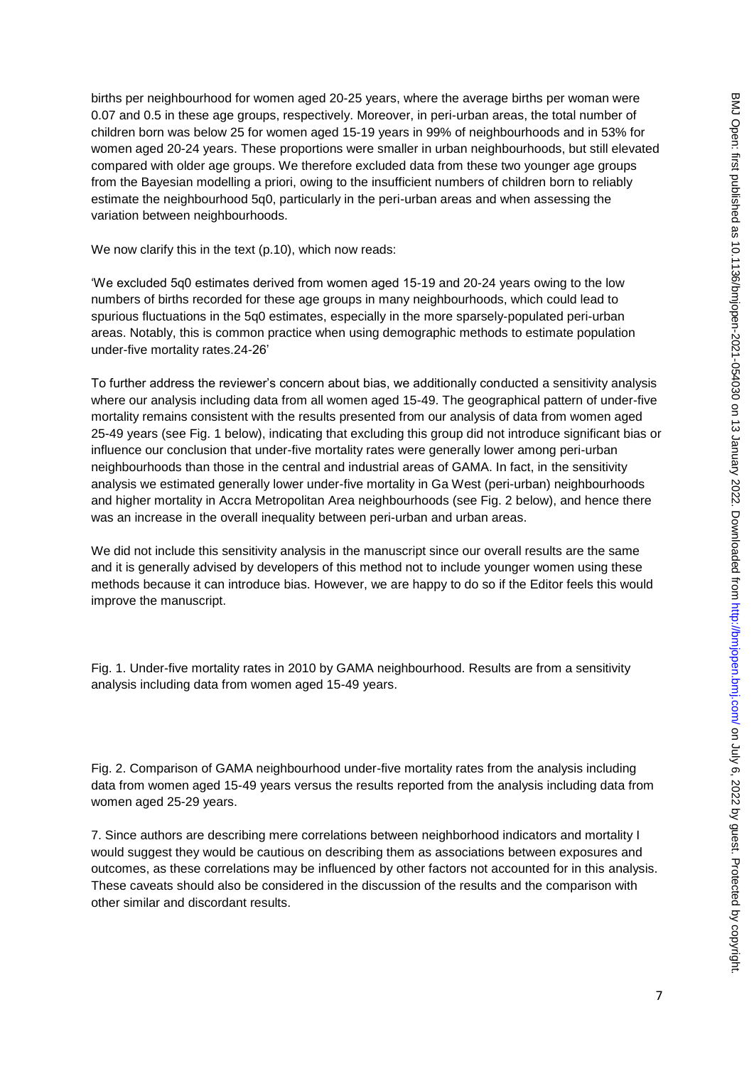births per neighbourhood for women aged 20-25 years, where the average births per woman were 0.07 and 0.5 in these age groups, respectively. Moreover, in peri-urban areas, the total number of children born was below 25 for women aged 15-19 years in 99% of neighbourhoods and in 53% for women aged 20-24 years. These proportions were smaller in urban neighbourhoods, but still elevated compared with older age groups. We therefore excluded data from these two younger age groups from the Bayesian modelling a priori, owing to the insufficient numbers of children born to reliably estimate the neighbourhood 5q0, particularly in the peri-urban areas and when assessing the variation between neighbourhoods.

We now clarify this in the text (p.10), which now reads:

'We excluded 5q0 estimates derived from women aged 15-19 and 20-24 years owing to the low numbers of births recorded for these age groups in many neighbourhoods, which could lead to spurious fluctuations in the 5q0 estimates, especially in the more sparsely-populated peri-urban areas. Notably, this is common practice when using demographic methods to estimate population under-five mortality rates.24-26'

To further address the reviewer's concern about bias, we additionally conducted a sensitivity analysis where our analysis including data from all women aged 15-49. The geographical pattern of under-five mortality remains consistent with the results presented from our analysis of data from women aged 25-49 years (see Fig. 1 below), indicating that excluding this group did not introduce significant bias or influence our conclusion that under-five mortality rates were generally lower among peri-urban neighbourhoods than those in the central and industrial areas of GAMA. In fact, in the sensitivity analysis we estimated generally lower under-five mortality in Ga West (peri-urban) neighbourhoods and higher mortality in Accra Metropolitan Area neighbourhoods (see Fig. 2 below), and hence there was an increase in the overall inequality between peri-urban and urban areas.

We did not include this sensitivity analysis in the manuscript since our overall results are the same and it is generally advised by developers of this method not to include younger women using these methods because it can introduce bias. However, we are happy to do so if the Editor feels this would improve the manuscript.

Fig. 1. Under-five mortality rates in 2010 by GAMA neighbourhood. Results are from a sensitivity analysis including data from women aged 15-49 years.

Fig. 2. Comparison of GAMA neighbourhood under-five mortality rates from the analysis including data from women aged 15-49 years versus the results reported from the analysis including data from women aged 25-29 years.

7. Since authors are describing mere correlations between neighborhood indicators and mortality I would suggest they would be cautious on describing them as associations between exposures and outcomes, as these correlations may be influenced by other factors not accounted for in this analysis. These caveats should also be considered in the discussion of the results and the comparison with other similar and discordant results.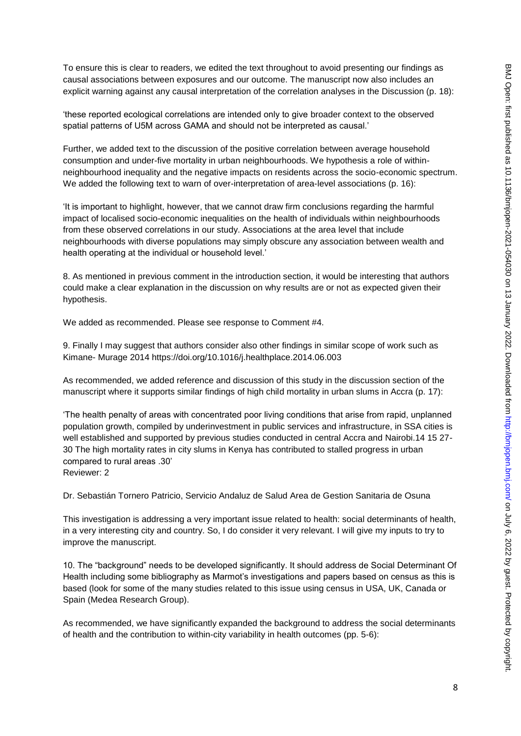To ensure this is clear to readers, we edited the text throughout to avoid presenting our findings as causal associations between exposures and our outcome. The manuscript now also includes an explicit warning against any causal interpretation of the correlation analyses in the Discussion (p. 18):

'these reported ecological correlations are intended only to give broader context to the observed spatial patterns of U5M across GAMA and should not be interpreted as causal.'

Further, we added text to the discussion of the positive correlation between average household consumption and under-five mortality in urban neighbourhoods. We hypothesis a role of within-neighbourhood inequality and the negative impacts on residents across the socio-economic spectrum. We added the following text to warn of over-interpretation of area-level associations (p. 16):

'It is important to highlight, however, that we cannot draw firm conclusions regarding the harmful impact of localised socio-economic inequalities on the health of individuals within neighbourhoods from these observed correlations in our study. Associations at the area level that include neighbourhoods with diverse populations may simply obscure any association between wealth and health operating at the individual or household level.'

8. As mentioned in previous comment in the introduction section, it would be interesting that authors could make a clear explanation in the discussion on why results are or not as expected given their hypothesis.

We added as recommended. Please see response to Comment #4.

9. Finally I may suggest that authors consider also other findings in similar scope of work such as Kimane- Murage 2014 https://doi.org/10.1016/j.healthplace.2014.06.003

As recommended, we added reference and discussion of this study in the discussion section of the manuscript where it supports similar findings of high child mortality in urban slums in Accra (p. 17):

'The health penalty of areas with concentrated poor living conditions that arise from rapid, unplanned population growth, compiled by underinvestment in public services and infrastructure, in SSA cities is well established and supported by previous studies conducted in central Accra and Nairobi.[14 15 27-30] The high mortality rates in city slums in Kenya has contributed to stalled progress in urban compared to rural areas .[30]'

Reviewer: 2

Dr. Sebastián Tornero Patricio, Servicio Andaluz de Salud Area de Gestion Sanitaria de Osuna

This investigation is addressing a very important issue related to health: social determinants of health, in a very interesting city and country. So, I do consider it very relevant. I will give my inputs to try to improve the manuscript.

10. The "background" needs to be developed significantly. It should address de Social Determinant Of Health including some bibliography as Marmot's investigations and papers based on census as this is based (look for some of the many studies related to this issue using census in USA, UK, Canada or Spain (Medea Research Group).

As recommended, we have significantly expanded the background to address the social determinants of health and the contribution to within-city variability in health outcomes (pp. 5-6):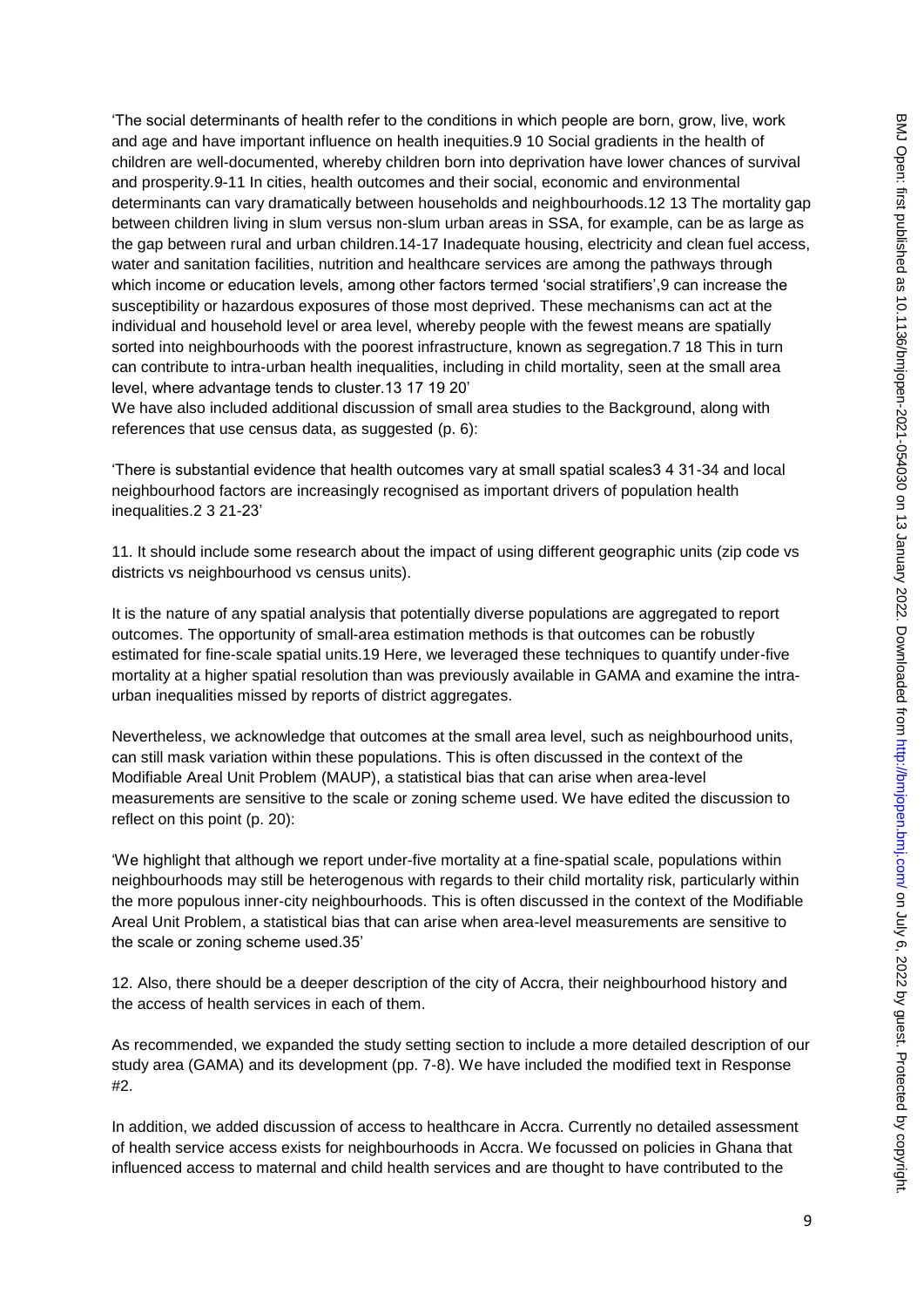'The social determinants of health refer to the conditions in which people are born, grow, live, work and age and have important influence on health inequities.[9 10] Social gradients in the health of children are well-documented, whereby children born into deprivation have lower chances of survival and prosperity.[9-11] In cities, health outcomes and their social, economic and environmental determinants can vary dramatically between households and neighbourhoods.[12 13] The mortality gap between children living in slum versus non-slum urban areas in SSA, for example, can be as large as the gap between rural and urban children.[14-17] Inadequate housing, electricity and clean fuel access, water and sanitation facilities, nutrition and healthcare services are among the pathways through which income or education levels, among other factors termed 'social stratifiers',[9] can increase the susceptibility or hazardous exposures of those most deprived. These mechanisms can act at the individual and household level or area level, whereby people with the fewest means are spatially sorted into neighbourhoods with the poorest infrastructure, known as segregation.[7 18] This in turn can contribute to intra-urban health inequalities, including in child mortality, seen at the small area level, where advantage tends to cluster.[13 17 19 20]'

We have also included additional discussion of small area studies to the Background, along with references that use census data, as suggested (p. 6):

'There is substantial evidence that health outcomes vary at small spatial scales[3 4 31-34] and local neighbourhood factors are increasingly recognised as important drivers of population health inequalities.[2 3 21-23]'

11. It should include some research about the impact of using different geographic units (zip code vs districts vs neighbourhood vs census units).

It is the nature of any spatial analysis that potentially diverse populations are aggregated to report outcomes. The opportunity of small-area estimation methods is that outcomes can be robustly estimated for fine-scale spatial units.[19] Here, we leveraged these techniques to quantify under-five mortality at a higher spatial resolution than was previously available in GAMA and examine the intra-urban inequalities missed by reports of district aggregates.

Nevertheless, we acknowledge that outcomes at the small area level, such as neighbourhood units, can still mask variation within these populations. This is often discussed in the context of the Modifiable Areal Unit Problem (MAUP), a statistical bias that can arise when area-level measurements are sensitive to the scale or zoning scheme used. We have edited the discussion to reflect on this point (p. 20):

'We highlight that although we report under-five mortality at a fine-spatial scale, populations within neighbourhoods may still be heterogenous with regards to their child mortality risk, particularly within the more populous inner-city neighbourhoods. This is often discussed in the context of the Modifiable Areal Unit Problem, a statistical bias that can arise when area-level measurements are sensitive to the scale or zoning scheme used.[35]'

12. Also, there should be a deeper description of the city of Accra, their neighbourhood history and the access of health services in each of them.

As recommended, we expanded the study setting section to include a more detailed description of our study area (GAMA) and its development (pp. 7-8). We have included the modified text in Response #2.

In addition, we added discussion of access to healthcare in Accra. Currently no detailed assessment of health service access exists for neighbourhoods in Accra. We focussed on policies in Ghana that influenced access to maternal and child health services and are thought to have contributed to the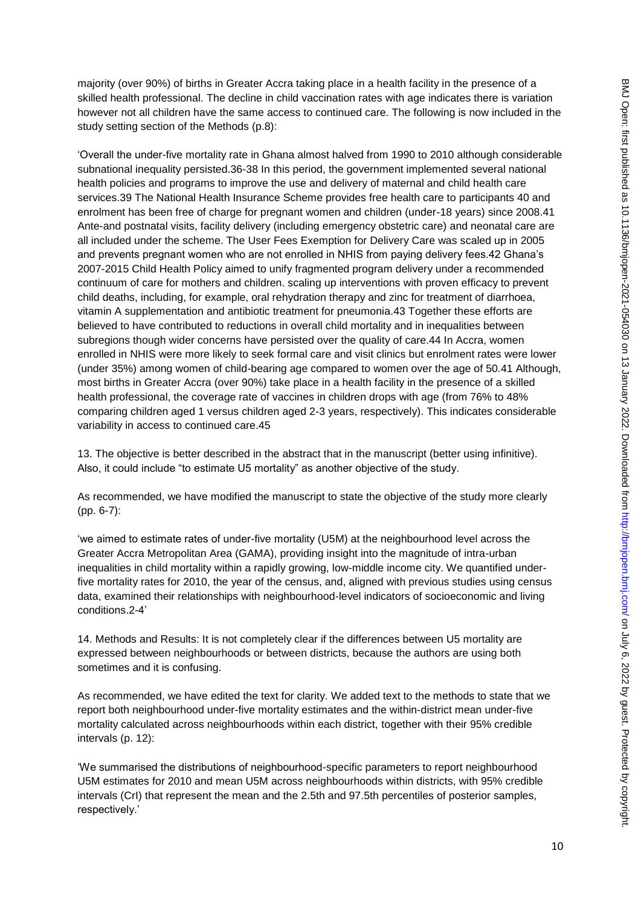majority (over 90%) of births in Greater Accra taking place in a health facility in the presence of a skilled health professional. The decline in child vaccination rates with age indicates there is variation however not all children have the same access to continued care. The following is now included in the study setting section of the Methods (p.8):

'Overall the under-five mortality rate in Ghana almost halved from 1990 to 2010 although considerable subnational inequality persisted.36-38 In this period, the government implemented several national health policies and programs to improve the use and delivery of maternal and child health care services.39 The National Health Insurance Scheme provides free health care to participants 40 and enrolment has been free of charge for pregnant women and children (under-18 years) since 2008.41 Ante-and postnatal visits, facility delivery (including emergency obstetric care) and neonatal care are all included under the scheme. The User Fees Exemption for Delivery Care was scaled up in 2005 and prevents pregnant women who are not enrolled in NHIS from paying delivery fees.42 Ghana's 2007-2015 Child Health Policy aimed to unify fragmented program delivery under a recommended continuum of care for mothers and children. scaling up interventions with proven efficacy to prevent child deaths, including, for example, oral rehydration therapy and zinc for treatment of diarrhoea, vitamin A supplementation and antibiotic treatment for pneumonia.43 Together these efforts are believed to have contributed to reductions in overall child mortality and in inequalities between subregions though wider concerns have persisted over the quality of care.44 In Accra, women enrolled in NHIS were more likely to seek formal care and visit clinics but enrolment rates were lower (under 35%) among women of child-bearing age compared to women over the age of 50.41 Although, most births in Greater Accra (over 90%) take place in a health facility in the presence of a skilled health professional, the coverage rate of vaccines in children drops with age (from 76% to 48% comparing children aged 1 versus children aged 2-3 years, respectively). This indicates considerable variability in access to continued care.45

13. The objective is better described in the abstract that in the manuscript (better using infinitive). Also, it could include "to estimate U5 mortality" as another objective of the study.

As recommended, we have modified the manuscript to state the objective of the study more clearly (pp. 6-7):

'we aimed to estimate rates of under-five mortality (U5M) at the neighbourhood level across the Greater Accra Metropolitan Area (GAMA), providing insight into the magnitude of intra-urban inequalities in child mortality within a rapidly growing, low-middle income city. We quantified under-five mortality rates for 2010, the year of the census, and, aligned with previous studies using census data, examined their relationships with neighbourhood-level indicators of socioeconomic and living conditions.2-4'

14. Methods and Results: It is not completely clear if the differences between U5 mortality are expressed between neighbourhoods or between districts, because the authors are using both sometimes and it is confusing.

As recommended, we have edited the text for clarity. We added text to the methods to state that we report both neighbourhood under-five mortality estimates and the within-district mean under-five mortality calculated across neighbourhoods within each district, together with their 95% credible intervals (p. 12):

'We summarised the distributions of neighbourhood-specific parameters to report neighbourhood U5M estimates for 2010 and mean U5M across neighbourhoods within districts, with 95% credible intervals (CrI) that represent the mean and the 2.5th and 97.5th percentiles of posterior samples, respectively.'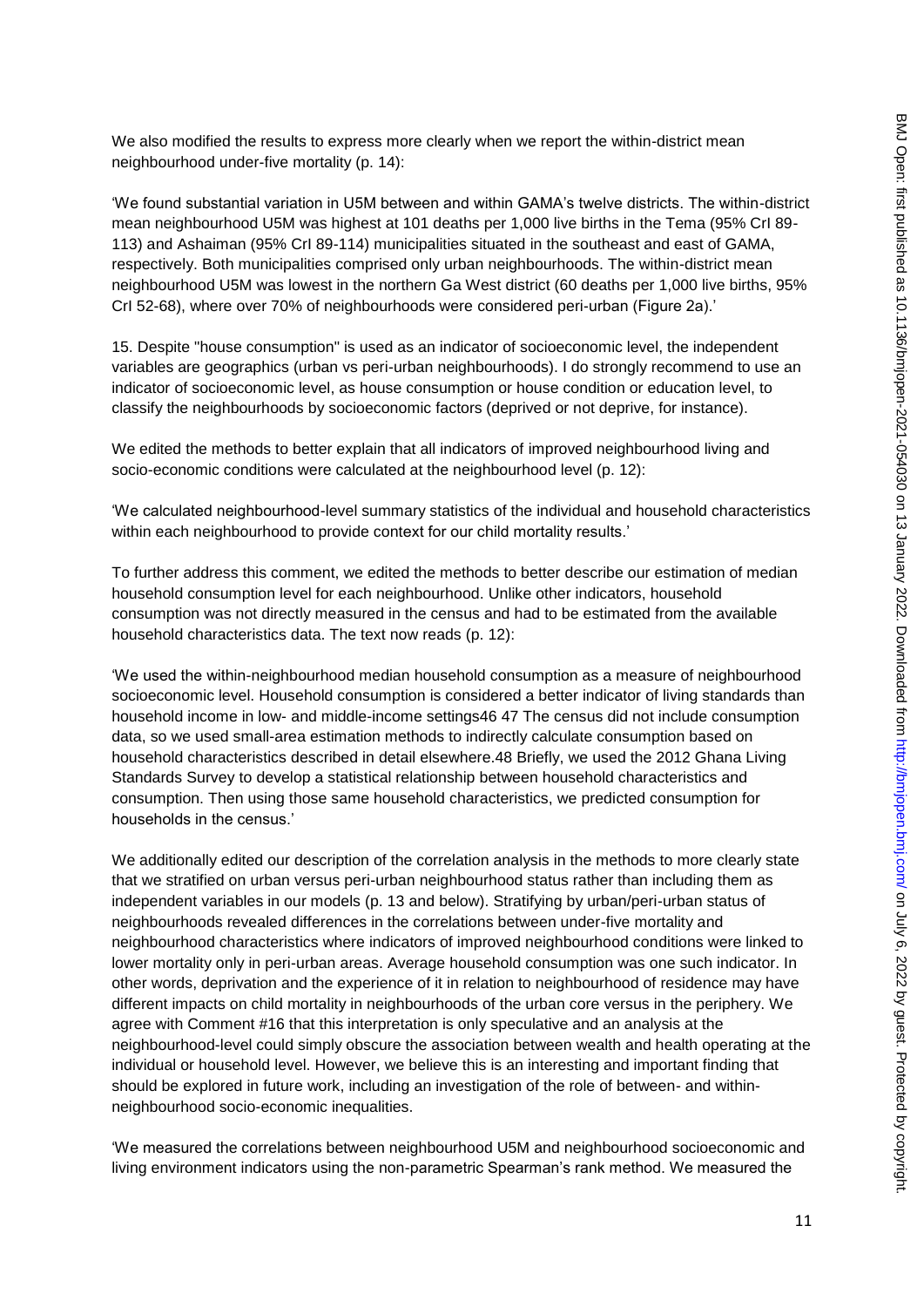We also modified the results to express more clearly when we report the within-district mean neighbourhood under-five mortality (p. 14):

'We found substantial variation in U5M between and within GAMA's twelve districts. The within-district mean neighbourhood U5M was highest at 101 deaths per 1,000 live births in the Tema (95% CrI 89-113) and Ashaiman (95% CrI 89-114) municipalities situated in the southeast and east of GAMA, respectively. Both municipalities comprised only urban neighbourhoods. The within-district mean neighbourhood U5M was lowest in the northern Ga West district (60 deaths per 1,000 live births, 95% CrI 52-68), where over 70% of neighbourhoods were considered peri-urban (Figure 2a).'

15. Despite "house consumption" is used as an indicator of socioeconomic level, the independent variables are geographics (urban vs peri-urban neighbourhoods). I do strongly recommend to use an indicator of socioeconomic level, as house consumption or house condition or education level, to classify the neighbourhoods by socioeconomic factors (deprived or not deprive, for instance).

We edited the methods to better explain that all indicators of improved neighbourhood living and socio-economic conditions were calculated at the neighbourhood level (p. 12):

'We calculated neighbourhood-level summary statistics of the individual and household characteristics within each neighbourhood to provide context for our child mortality results.'

To further address this comment, we edited the methods to better describe our estimation of median household consumption level for each neighbourhood. Unlike other indicators, household consumption was not directly measured in the census and had to be estimated from the available household characteristics data. The text now reads (p. 12):

'We used the within-neighbourhood median household consumption as a measure of neighbourhood socioeconomic level. Household consumption is considered a better indicator of living standards than household income in low- and middle-income settings46 47 The census did not include consumption data, so we used small-area estimation methods to indirectly calculate consumption based on household characteristics described in detail elsewhere.48 Briefly, we used the 2012 Ghana Living Standards Survey to develop a statistical relationship between household characteristics and consumption. Then using those same household characteristics, we predicted consumption for households in the census.'

We additionally edited our description of the correlation analysis in the methods to more clearly state that we stratified on urban versus peri-urban neighbourhood status rather than including them as independent variables in our models (p. 13 and below). Stratifying by urban/peri-urban status of neighbourhoods revealed differences in the correlations between under-five mortality and neighbourhood characteristics where indicators of improved neighbourhood conditions were linked to lower mortality only in peri-urban areas. Average household consumption was one such indicator. In other words, deprivation and the experience of it in relation to neighbourhood of residence may have different impacts on child mortality in neighbourhoods of the urban core versus in the periphery. We agree with Comment #16 that this interpretation is only speculative and an analysis at the neighbourhood-level could simply obscure the association between wealth and health operating at the individual or household level. However, we believe this is an interesting and important finding that should be explored in future work, including an investigation of the role of between- and within-neighbourhood socio-economic inequalities.

'We measured the correlations between neighbourhood U5M and neighbourhood socioeconomic and living environment indicators using the non-parametric Spearman's rank method. We measured the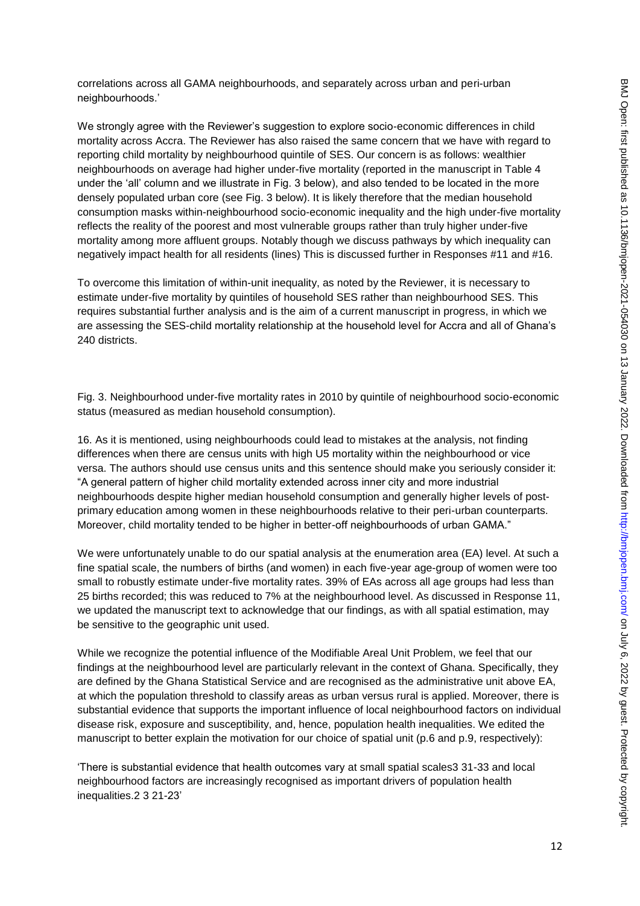correlations across all GAMA neighbourhoods, and separately across urban and peri-urban neighbourhoods.'

We strongly agree with the Reviewer's suggestion to explore socio-economic differences in child mortality across Accra. The Reviewer has also raised the same concern that we have with regard to reporting child mortality by neighbourhood quintile of SES. Our concern is as follows: wealthier neighbourhoods on average had higher under-five mortality (reported in the manuscript in Table 4 under the 'all' column and we illustrate in Fig. 3 below), and also tended to be located in the more densely populated urban core (see Fig. 3 below). It is likely therefore that the median household consumption masks within-neighbourhood socio-economic inequality and the high under-five mortality reflects the reality of the poorest and most vulnerable groups rather than truly higher under-five mortality among more affluent groups. Notably though we discuss pathways by which inequality can negatively impact health for all residents (lines) This is discussed further in Responses #11 and #16.

To overcome this limitation of within-unit inequality, as noted by the Reviewer, it is necessary to estimate under-five mortality by quintiles of household SES rather than neighbourhood SES. This requires substantial further analysis and is the aim of a current manuscript in progress, in which we are assessing the SES-child mortality relationship at the household level for Accra and all of Ghana's 240 districts.

Fig. 3. Neighbourhood under-five mortality rates in 2010 by quintile of neighbourhood socio-economic status (measured as median household consumption).

16. As it is mentioned, using neighbourhoods could lead to mistakes at the analysis, not finding differences when there are census units with high U5 mortality within the neighbourhood or vice versa. The authors should use census units and this sentence should make you seriously consider it: "A general pattern of higher child mortality extended across inner city and more industrial neighbourhoods despite higher median household consumption and generally higher levels of post-primary education among women in these neighbourhoods relative to their peri-urban counterparts. Moreover, child mortality tended to be higher in better-off neighbourhoods of urban GAMA."

We were unfortunately unable to do our spatial analysis at the enumeration area (EA) level. At such a fine spatial scale, the numbers of births (and women) in each five-year age-group of women were too small to robustly estimate under-five mortality rates. 39% of EAs across all age groups had less than 25 births recorded; this was reduced to 7% at the neighbourhood level. As discussed in Response 11, we updated the manuscript text to acknowledge that our findings, as with all spatial estimation, may be sensitive to the geographic unit used.

While we recognize the potential influence of the Modifiable Areal Unit Problem, we feel that our findings at the neighbourhood level are particularly relevant in the context of Ghana. Specifically, they are defined by the Ghana Statistical Service and are recognised as the administrative unit above EA, at which the population threshold to classify areas as urban versus rural is applied. Moreover, there is substantial evidence that supports the important influence of local neighbourhood factors on individual disease risk, exposure and susceptibility, and, hence, population health inequalities. We edited the manuscript to better explain the motivation for our choice of spatial unit (p.6 and p.9, respectively):

'There is substantial evidence that health outcomes vary at small spatial scales[3 31-33] and local neighbourhood factors are increasingly recognised as important drivers of population health inequalities.[2 3 21-23]'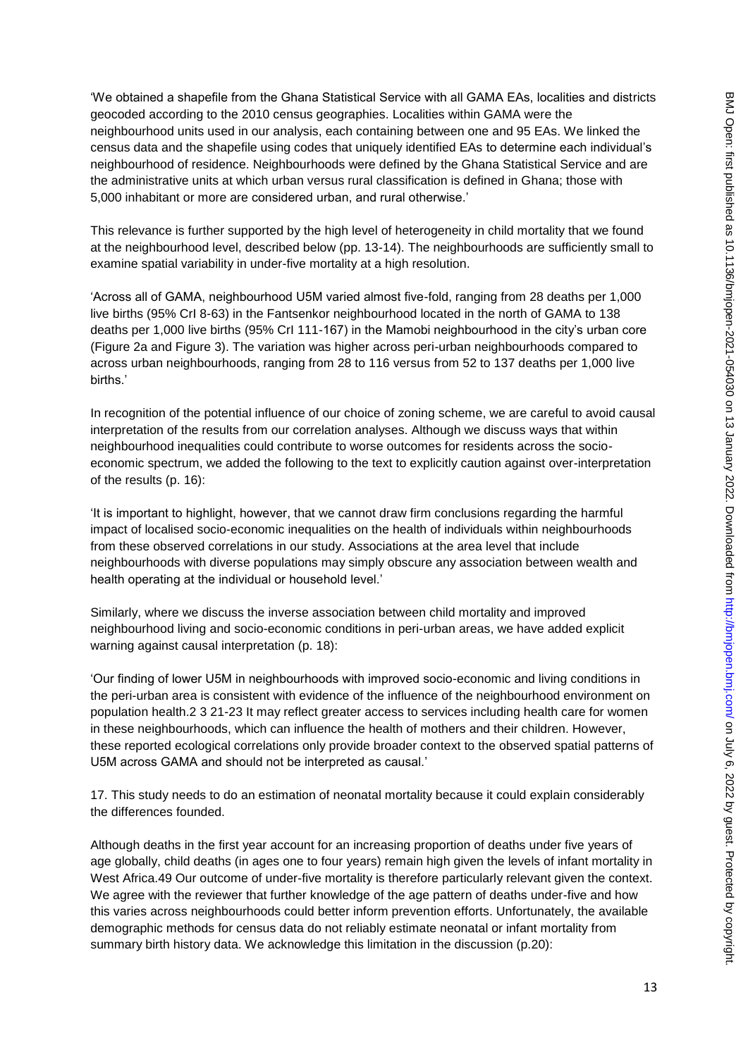'We obtained a shapefile from the Ghana Statistical Service with all GAMA EAs, localities and districts geocoded according to the 2010 census geographies. Localities within GAMA were the neighbourhood units used in our analysis, each containing between one and 95 EAs. We linked the census data and the shapefile using codes that uniquely identified EAs to determine each individual's neighbourhood of residence. Neighbourhoods were defined by the Ghana Statistical Service and are the administrative units at which urban versus rural classification is defined in Ghana; those with 5,000 inhabitant or more are considered urban, and rural otherwise.'

This relevance is further supported by the high level of heterogeneity in child mortality that we found at the neighbourhood level, described below (pp. 13-14). The neighbourhoods are sufficiently small to examine spatial variability in under-five mortality at a high resolution.

'Across all of GAMA, neighbourhood U5M varied almost five-fold, ranging from 28 deaths per 1,000 live births (95% CrI 8-63) in the Fantsenkor neighbourhood located in the north of GAMA to 138 deaths per 1,000 live births (95% CrI 111-167) in the Mamobi neighbourhood in the city's urban core (Figure 2a and Figure 3). The variation was higher across peri-urban neighbourhoods compared to across urban neighbourhoods, ranging from 28 to 116 versus from 52 to 137 deaths per 1,000 live births.'

In recognition of the potential influence of our choice of zoning scheme, we are careful to avoid causal interpretation of the results from our correlation analyses. Although we discuss ways that within neighbourhood inequalities could contribute to worse outcomes for residents across the socio-economic spectrum, we added the following to the text to explicitly caution against over-interpretation of the results (p. 16):

'It is important to highlight, however, that we cannot draw firm conclusions regarding the harmful impact of localised socio-economic inequalities on the health of individuals within neighbourhoods from these observed correlations in our study. Associations at the area level that include neighbourhoods with diverse populations may simply obscure any association between wealth and health operating at the individual or household level.'

Similarly, where we discuss the inverse association between child mortality and improved neighbourhood living and socio-economic conditions in peri-urban areas, we have added explicit warning against causal interpretation (p. 18):

'Our finding of lower U5M in neighbourhoods with improved socio-economic and living conditions in the peri-urban area is consistent with evidence of the influence of the neighbourhood environment on population health.[2 3 21-23] It may reflect greater access to services including health care for women in these neighbourhoods, which can influence the health of mothers and their children. However, these reported ecological correlations only provide broader context to the observed spatial patterns of U5M across GAMA and should not be interpreted as causal.'

17. This study needs to do an estimation of neonatal mortality because it could explain considerably the differences founded.

Although deaths in the first year account for an increasing proportion of deaths under five years of age globally, child deaths (in ages one to four years) remain high given the levels of infant mortality in West Africa.[49] Our outcome of under-five mortality is therefore particularly relevant given the context. We agree with the reviewer that further knowledge of the age pattern of deaths under-five and how this varies across neighbourhoods could better inform prevention efforts. Unfortunately, the available demographic methods for census data do not reliably estimate neonatal or infant mortality from summary birth history data. We acknowledge this limitation in the discussion (p.20):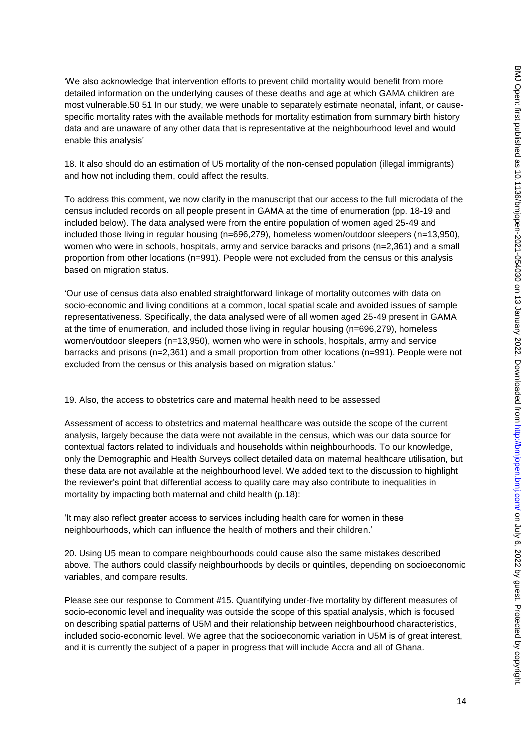'We also acknowledge that intervention efforts to prevent child mortality would benefit from more detailed information on the underlying causes of these deaths and age at which GAMA children are most vulnerable.50 51 In our study, we were unable to separately estimate neonatal, infant, or cause-specific mortality rates with the available methods for mortality estimation from summary birth history data and are unaware of any other data that is representative at the neighbourhood level and would enable this analysis'

18. It also should do an estimation of U5 mortality of the non-censed population (illegal immigrants) and how not including them, could affect the results.

To address this comment, we now clarify in the manuscript that our access to the full microdata of the census included records on all people present in GAMA at the time of enumeration (pp. 18-19 and included below). The data analysed were from the entire population of women aged 25-49 and included those living in regular housing (n=696,279), homeless women/outdoor sleepers (n=13,950), women who were in schools, hospitals, army and service baracks and prisons (n=2,361) and a small proportion from other locations (n=991). People were not excluded from the census or this analysis based on migration status.

'Our use of census data also enabled straightforward linkage of mortality outcomes with data on socio-economic and living conditions at a common, local spatial scale and avoided issues of sample representativeness. Specifically, the data analysed were of all women aged 25-49 present in GAMA at the time of enumeration, and included those living in regular housing (n=696,279), homeless women/outdoor sleepers (n=13,950), women who were in schools, hospitals, army and service barracks and prisons (n=2,361) and a small proportion from other locations (n=991). People were not excluded from the census or this analysis based on migration status.'

19. Also, the access to obstetrics care and maternal health need to be assessed

Assessment of access to obstetrics and maternal healthcare was outside the scope of the current analysis, largely because the data were not available in the census, which was our data source for contextual factors related to individuals and households within neighbourhoods. To our knowledge, only the Demographic and Health Surveys collect detailed data on maternal healthcare utilisation, but these data are not available at the neighbourhood level. We added text to the discussion to highlight the reviewer's point that differential access to quality care may also contribute to inequalities in mortality by impacting both maternal and child health (p.18):

'It may also reflect greater access to services including health care for women in these neighbourhoods, which can influence the health of mothers and their children.'

20. Using U5 mean to compare neighbourhoods could cause also the same mistakes described above. The authors could classify neighbourhoods by decils or quintiles, depending on socioeconomic variables, and compare results.

Please see our response to Comment #15. Quantifying under-five mortality by different measures of socio-economic level and inequality was outside the scope of this spatial analysis, which is focused on describing spatial patterns of U5M and their relationship between neighbourhood characteristics, included socio-economic level. We agree that the socioeconomic variation in U5M is of great interest, and it is currently the subject of a paper in progress that will include Accra and all of Ghana.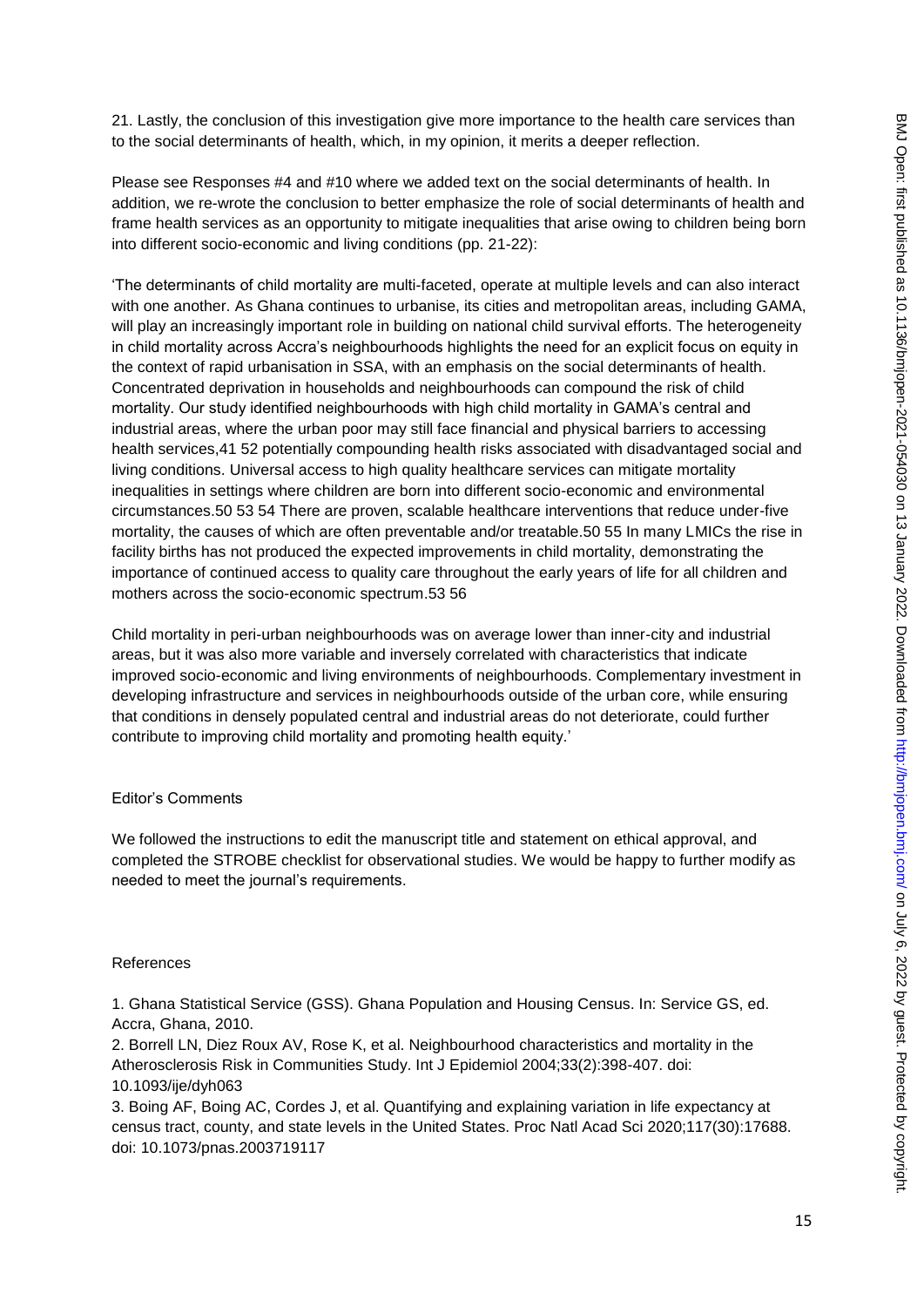21. Lastly, the conclusion of this investigation give more importance to the health care services than to the social determinants of health, which, in my opinion, it merits a deeper reflection.

Please see Responses #4 and #10 where we added text on the social determinants of health. In addition, we re-wrote the conclusion to better emphasize the role of social determinants of health and frame health services as an opportunity to mitigate inequalities that arise owing to children being born into different socio-economic and living conditions (pp. 21-22):

'The determinants of child mortality are multi-faceted, operate at multiple levels and can also interact with one another. As Ghana continues to urbanise, its cities and metropolitan areas, including GAMA, will play an increasingly important role in building on national child survival efforts. The heterogeneity in child mortality across Accra's neighbourhoods highlights the need for an explicit focus on equity in the context of rapid urbanisation in SSA, with an emphasis on the social determinants of health. Concentrated deprivation in households and neighbourhoods can compound the risk of child mortality. Our study identified neighbourhoods with high child mortality in GAMA's central and industrial areas, where the urban poor may still face financial and physical barriers to accessing health services,41 52 potentially compounding health risks associated with disadvantaged social and living conditions. Universal access to high quality healthcare services can mitigate mortality inequalities in settings where children are born into different socio-economic and environmental circumstances.50 53 54 There are proven, scalable healthcare interventions that reduce under-five mortality, the causes of which are often preventable and/or treatable.50 55 In many LMICs the rise in facility births has not produced the expected improvements in child mortality, demonstrating the importance of continued access to quality care throughout the early years of life for all children and mothers across the socio-economic spectrum.53 56

Child mortality in peri-urban neighbourhoods was on average lower than inner-city and industrial areas, but it was also more variable and inversely correlated with characteristics that indicate improved socio-economic and living environments of neighbourhoods. Complementary investment in developing infrastructure and services in neighbourhoods outside of the urban core, while ensuring that conditions in densely populated central and industrial areas do not deteriorate, could further contribute to improving child mortality and promoting health equity.'

Editor's Comments

We followed the instructions to edit the manuscript title and statement on ethical approval, and completed the STROBE checklist for observational studies. We would be happy to further modify as needed to meet the journal's requirements.

References

1. Ghana Statistical Service (GSS). Ghana Population and Housing Census. In: Service GS, ed. Accra, Ghana, 2010.
2. Borrell LN, Diez Roux AV, Rose K, et al. Neighbourhood characteristics and mortality in the Atherosclerosis Risk in Communities Study. Int J Epidemiol 2004;33(2):398-407. doi: 10.1093/ije/dyh063
3. Boing AF, Boing AC, Cordes J, et al. Quantifying and explaining variation in life expectancy at census tract, county, and state levels in the United States. Proc Natl Acad Sci 2020;117(30):17688. doi: 10.1073/pnas.2003719117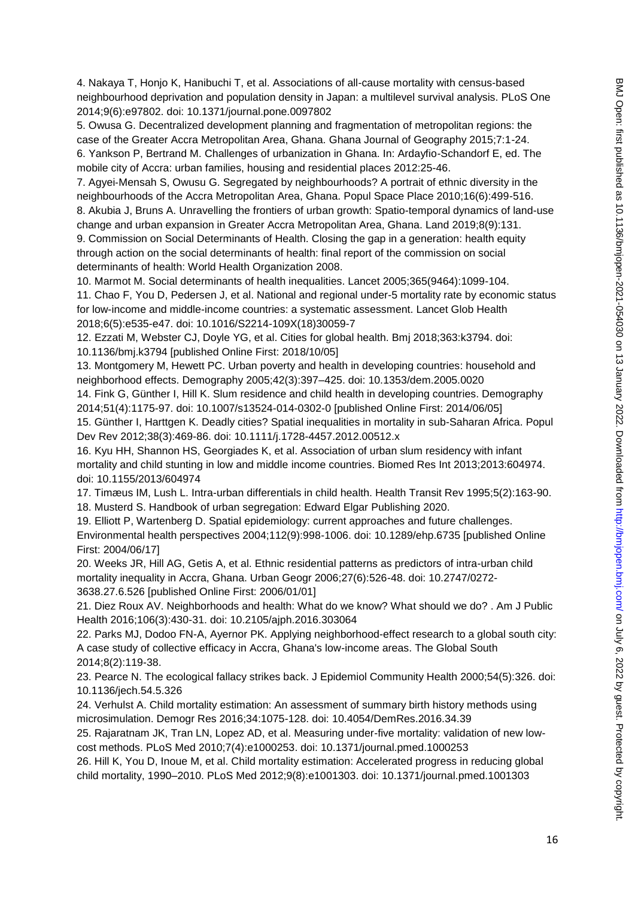4. Nakaya T, Honjo K, Hanibuchi T, et al. Associations of all-cause mortality with census-based neighbourhood deprivation and population density in Japan: a multilevel survival analysis. PLoS One 2014;9(6):e97802. doi: 10.1371/journal.pone.0097802

5. Owusa G. Decentralized development planning and fragmentation of metropolitan regions: the case of the Greater Accra Metropolitan Area, Ghana. Ghana Journal of Geography 2015;7:1-24.

6. Yankson P, Bertrand M. Challenges of urbanization in Ghana. In: Ardayfio-Schandorf E, ed. The mobile city of Accra: urban families, housing and residential places 2012:25-46.

7. Agyei-Mensah S, Owusu G. Segregated by neighbourhoods? A portrait of ethnic diversity in the neighbourhoods of the Accra Metropolitan Area, Ghana. Popul Space Place 2010;16(6):499-516.

8. Akubia J, Bruns A. Unravelling the frontiers of urban growth: Spatio-temporal dynamics of land-use change and urban expansion in Greater Accra Metropolitan Area, Ghana. Land 2019;8(9):131.

9. Commission on Social Determinants of Health. Closing the gap in a generation: health equity through action on the social determinants of health: final report of the commission on social determinants of health: World Health Organization 2008.

10. Marmot M. Social determinants of health inequalities. Lancet 2005;365(9464):1099-104.

11. Chao F, You D, Pedersen J, et al. National and regional under-5 mortality rate by economic status for low-income and middle-income countries: a systematic assessment. Lancet Glob Health 2018;6(5):e535-e47. doi: 10.1016/S2214-109X(18)30059-7

12. Ezzati M, Webster CJ, Doyle YG, et al. Cities for global health. Bmj 2018;363:k3794. doi: 10.1136/bmj.k3794 [published Online First: 2018/10/05]

13. Montgomery M, Hewett PC. Urban poverty and health in developing countries: household and neighborhood effects. Demography 2005;42(3):397–425. doi: 10.1353/dem.2005.0020

14. Fink G, Günther I, Hill K. Slum residence and child health in developing countries. Demography 2014;51(4):1175-97. doi: 10.1007/s13524-014-0302-0 [published Online First: 2014/06/05]

15. Günther I, Harttgen K. Deadly cities? Spatial inequalities in mortality in sub-Saharan Africa. Popul Dev Rev 2012;38(3):469-86. doi: 10.1111/j.1728-4457.2012.00512.x

16. Kyu HH, Shannon HS, Georgiades K, et al. Association of urban slum residency with infant mortality and child stunting in low and middle income countries. Biomed Res Int 2013;2013:604974. doi: 10.1155/2013/604974

17. Timæus IM, Lush L. Intra-urban differentials in child health. Health Transit Rev 1995;5(2):163-90.

18. Musterd S. Handbook of urban segregation: Edward Elgar Publishing 2020.

19. Elliott P, Wartenberg D. Spatial epidemiology: current approaches and future challenges. Environmental health perspectives 2004;112(9):998-1006. doi: 10.1289/ehp.6735 [published Online First: 2004/06/17]

20. Weeks JR, Hill AG, Getis A, et al. Ethnic residential patterns as predictors of intra-urban child mortality inequality in Accra, Ghana. Urban Geogr 2006;27(6):526-48. doi: 10.2747/0272-3638.27.6.526 [published Online First: 2006/01/01]

21. Diez Roux AV. Neighborhoods and health: What do we know? What should we do? . Am J Public Health 2016;106(3):430-31. doi: 10.2105/ajph.2016.303064

22. Parks MJ, Dodoo FN-A, Ayernor PK. Applying neighborhood-effect research to a global south city: A case study of collective efficacy in Accra, Ghana's low-income areas. The Global South 2014;8(2):119-38.

23. Pearce N. The ecological fallacy strikes back. J Epidemiol Community Health 2000;54(5):326. doi: 10.1136/jech.54.5.326

24. Verhulst A. Child mortality estimation: An assessment of summary birth history methods using microsimulation. Demogr Res 2016;34:1075-128. doi: 10.4054/DemRes.2016.34.39

25. Rajaratnam JK, Tran LN, Lopez AD, et al. Measuring under-five mortality: validation of new low-cost methods. PLoS Med 2010;7(4):e1000253. doi: 10.1371/journal.pmed.1000253

26. Hill K, You D, Inoue M, et al. Child mortality estimation: Accelerated progress in reducing global child mortality, 1990–2010. PLoS Med 2012;9(8):e1001303. doi: 10.1371/journal.pmed.1001303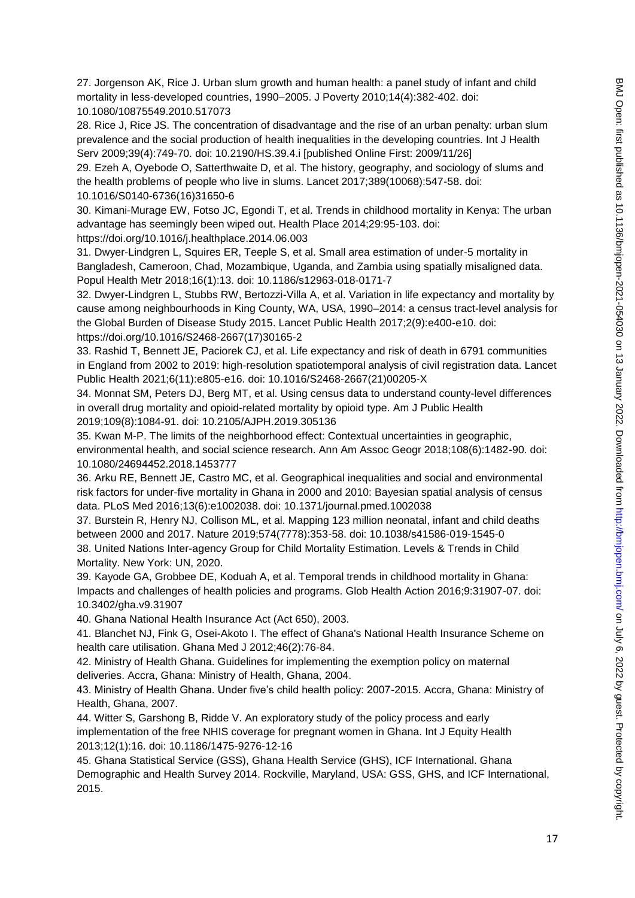27. Jorgenson AK, Rice J. Urban slum growth and human health: a panel study of infant and child mortality in less-developed countries, 1990–2005. J Poverty 2010;14(4):382-402. doi: 10.1080/10875549.2010.517073

28. Rice J, Rice JS. The concentration of disadvantage and the rise of an urban penalty: urban slum prevalence and the social production of health inequalities in the developing countries. Int J Health Serv 2009;39(4):749-70. doi: 10.2190/HS.39.4.i [published Online First: 2009/11/26]

29. Ezeh A, Oyebode O, Satterthwaite D, et al. The history, geography, and sociology of slums and the health problems of people who live in slums. Lancet 2017;389(10068):547-58. doi: 10.1016/S0140-6736(16)31650-6

30. Kimani-Murage EW, Fotso JC, Egondi T, et al. Trends in childhood mortality in Kenya: The urban advantage has seemingly been wiped out. Health Place 2014;29:95-103. doi: https://doi.org/10.1016/j.healthplace.2014.06.003

31. Dwyer-Lindgren L, Squires ER, Teeple S, et al. Small area estimation of under-5 mortality in Bangladesh, Cameroon, Chad, Mozambique, Uganda, and Zambia using spatially misaligned data. Popul Health Metr 2018;16(1):13. doi: 10.1186/s12963-018-0171-7

32. Dwyer-Lindgren L, Stubbs RW, Bertozzi-Villa A, et al. Variation in life expectancy and mortality by cause among neighbourhoods in King County, WA, USA, 1990–2014: a census tract-level analysis for the Global Burden of Disease Study 2015. Lancet Public Health 2017;2(9):e400-e10. doi: https://doi.org/10.1016/S2468-2667(17)30165-2

33. Rashid T, Bennett JE, Paciorek CJ, et al. Life expectancy and risk of death in 6791 communities in England from 2002 to 2019: high-resolution spatiotemporal analysis of civil registration data. Lancet Public Health 2021;6(11):e805-e16. doi: 10.1016/S2468-2667(21)00205-X

34. Monnat SM, Peters DJ, Berg MT, et al. Using census data to understand county-level differences in overall drug mortality and opioid-related mortality by opioid type. Am J Public Health 2019;109(8):1084-91. doi: 10.2105/AJPH.2019.305136

35. Kwan M-P. The limits of the neighborhood effect: Contextual uncertainties in geographic, environmental health, and social science research. Ann Am Assoc Geogr 2018;108(6):1482-90. doi: 10.1080/24694452.2018.1453777

36. Arku RE, Bennett JE, Castro MC, et al. Geographical inequalities and social and environmental risk factors for under-five mortality in Ghana in 2000 and 2010: Bayesian spatial analysis of census data. PLoS Med 2016;13(6):e1002038. doi: 10.1371/journal.pmed.1002038

37. Burstein R, Henry NJ, Collison ML, et al. Mapping 123 million neonatal, infant and child deaths between 2000 and 2017. Nature 2019;574(7778):353-58. doi: 10.1038/s41586-019-1545-0

38. United Nations Inter-agency Group for Child Mortality Estimation. Levels & Trends in Child Mortality. New York: UN, 2020.

39. Kayode GA, Grobbee DE, Koduah A, et al. Temporal trends in childhood mortality in Ghana: Impacts and challenges of health policies and programs. Glob Health Action 2016;9:31907-07. doi: 10.3402/gha.v9.31907

40. Ghana National Health Insurance Act (Act 650), 2003.

41. Blanchet NJ, Fink G, Osei-Akoto I. The effect of Ghana's National Health Insurance Scheme on health care utilisation. Ghana Med J 2012;46(2):76-84.

42. Ministry of Health Ghana. Guidelines for implementing the exemption policy on maternal deliveries. Accra, Ghana: Ministry of Health, Ghana, 2004.

43. Ministry of Health Ghana. Under five's child health policy: 2007-2015. Accra, Ghana: Ministry of Health, Ghana, 2007.

44. Witter S, Garshong B, Ridde V. An exploratory study of the policy process and early implementation of the free NHIS coverage for pregnant women in Ghana. Int J Equity Health 2013;12(1):16. doi: 10.1186/1475-9276-12-16

45. Ghana Statistical Service (GSS), Ghana Health Service (GHS), ICF International. Ghana Demographic and Health Survey 2014. Rockville, Maryland, USA: GSS, GHS, and ICF International, 2015.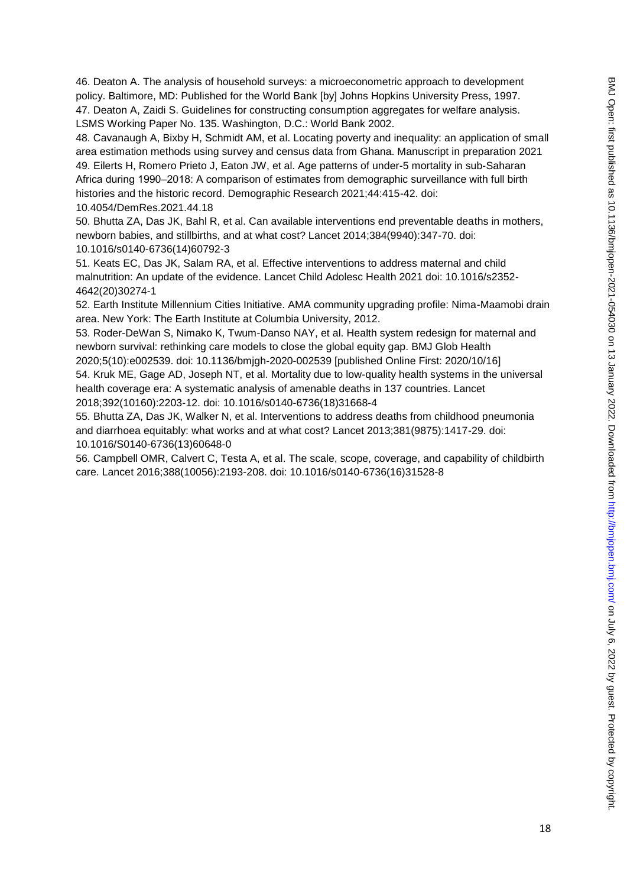46. Deaton A. The analysis of household surveys: a microeconometric approach to development policy. Baltimore, MD: Published for the World Bank [by] Johns Hopkins University Press, 1997.
47. Deaton A, Zaidi S. Guidelines for constructing consumption aggregates for welfare analysis. LSMS Working Paper No. 135. Washington, D.C.: World Bank 2002.
48. Cavanaugh A, Bixby H, Schmidt AM, et al. Locating poverty and inequality: an application of small area estimation methods using survey and census data from Ghana. Manuscript in preparation 2021
49. Eilerts H, Romero Prieto J, Eaton JW, et al. Age patterns of under-5 mortality in sub-Saharan Africa during 1990–2018: A comparison of estimates from demographic surveillance with full birth histories and the historic record. Demographic Research 2021;44:415-42. doi: 10.4054/DemRes.2021.44.18
50. Bhutta ZA, Das JK, Bahl R, et al. Can available interventions end preventable deaths in mothers, newborn babies, and stillbirths, and at what cost? Lancet 2014;384(9940):347-70. doi: 10.1016/s0140-6736(14)60792-3
51. Keats EC, Das JK, Salam RA, et al. Effective interventions to address maternal and child malnutrition: An update of the evidence. Lancet Child Adolesc Health 2021 doi: 10.1016/s2352-4642(20)30274-1
52. Earth Institute Millennium Cities Initiative. AMA community upgrading profile: Nima-Maamobi drain area. New York: The Earth Institute at Columbia University, 2012.
53. Roder-DeWan S, Nimako K, Twum-Danso NAY, et al. Health system redesign for maternal and newborn survival: rethinking care models to close the global equity gap. BMJ Glob Health 2020;5(10):e002539. doi: 10.1136/bmjgh-2020-002539 [published Online First: 2020/10/16]
54. Kruk ME, Gage AD, Joseph NT, et al. Mortality due to low-quality health systems in the universal health coverage era: A systematic analysis of amenable deaths in 137 countries. Lancet 2018;392(10160):2203-12. doi: 10.1016/s0140-6736(18)31668-4
55. Bhutta ZA, Das JK, Walker N, et al. Interventions to address deaths from childhood pneumonia and diarrhoea equitably: what works and at what cost? Lancet 2013;381(9875):1417-29. doi: 10.1016/S0140-6736(13)60648-0
56. Campbell OMR, Calvert C, Testa A, et al. The scale, scope, coverage, and capability of childbirth care. Lancet 2016;388(10056):2193-208. doi: 10.1016/s0140-6736(16)31528-8